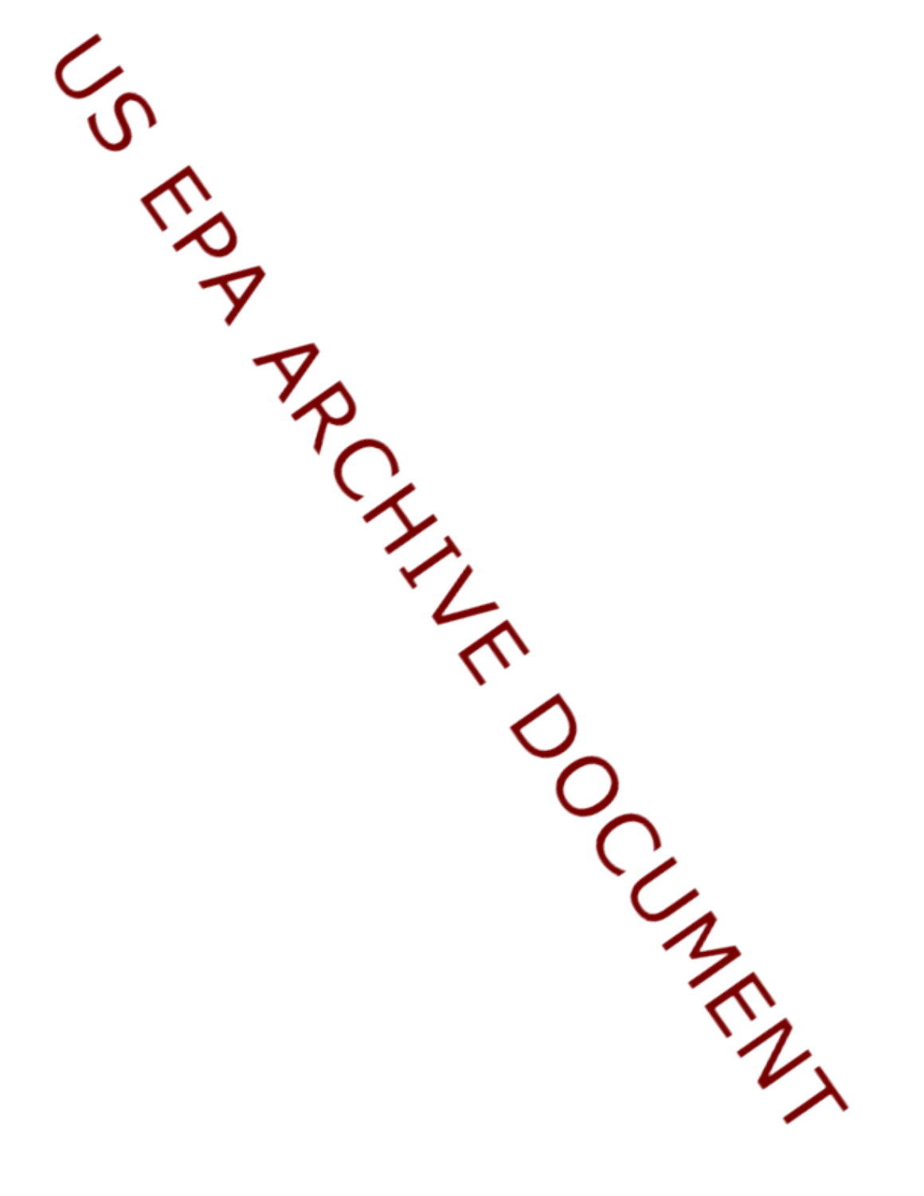US EPA ARCHIVE DOCUMENT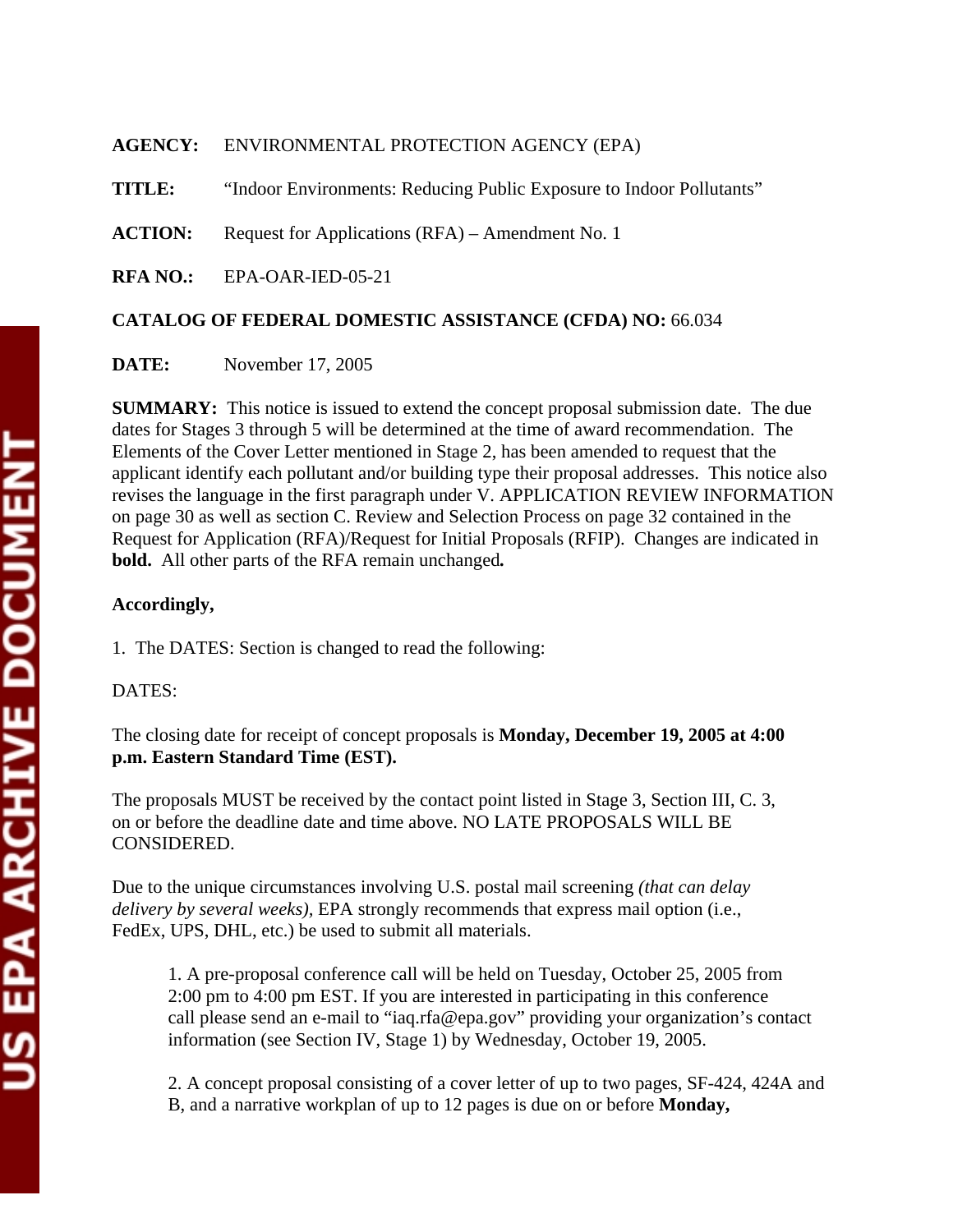**AGENCY:** ENVIRONMENTAL PROTECTION AGENCY (EPA)

**TITLE:** "Indoor Environments: Reducing Public Exposure to Indoor Pollutants"

**ACTION:** Request for Applications (RFA) – Amendment No. 1

**RFA NO.:** EPA-OAR-IED-05-21

**CATALOG OF FEDERAL DOMESTIC ASSISTANCE (CFDA) NO:** 66.034

**DATE:** November 17, 2005

**SUMMARY:** This notice is issued to extend the concept proposal submission date. The due dates for Stages 3 through 5 will be determined at the time of award recommendation. The Elements of the Cover Letter mentioned in Stage 2, has been amended to request that the applicant identify each pollutant and/or building type their proposal addresses. This notice also revises the language in the first paragraph under V. APPLICATION REVIEW INFORMATION on page 30 as well as section C. Review and Selection Process on page 32 contained in the Request for Application (RFA)/Request for Initial Proposals (RFIP). Changes are indicated in **bold.** All other parts of the RFA remain unchanged**.**

**Accordingly,**

1. The DATES: Section is changed to read the following:

DATES:

The closing date for receipt of concept proposals is **Monday, December 19, 2005 at 4:00 p.m. Eastern Standard Time (EST).**

The proposals MUST be received by the contact point listed in Stage 3, Section III, C. 3, on or before the deadline date and time above. NO LATE PROPOSALS WILL BE CONSIDERED.

Due to the unique circumstances involving U.S. postal mail screening *(that can delay delivery by several weeks)*, EPA strongly recommends that express mail option (i.e., FedEx, UPS, DHL, etc.) be used to submit all materials.

1. A pre-proposal conference call will be held on Tuesday, October 25, 2005 from 2:00 pm to 4:00 pm EST. If you are interested in participating in this conference call please send an e-mail to "iaq.rfa@epa.gov" providing your organization's contact information (see Section IV, Stage 1) by Wednesday, October 19, 2005.

2. A concept proposal consisting of a cover letter of up to two pages, SF-424, 424A and B, and a narrative workplan of up to 12 pages is due on or before **Monday,**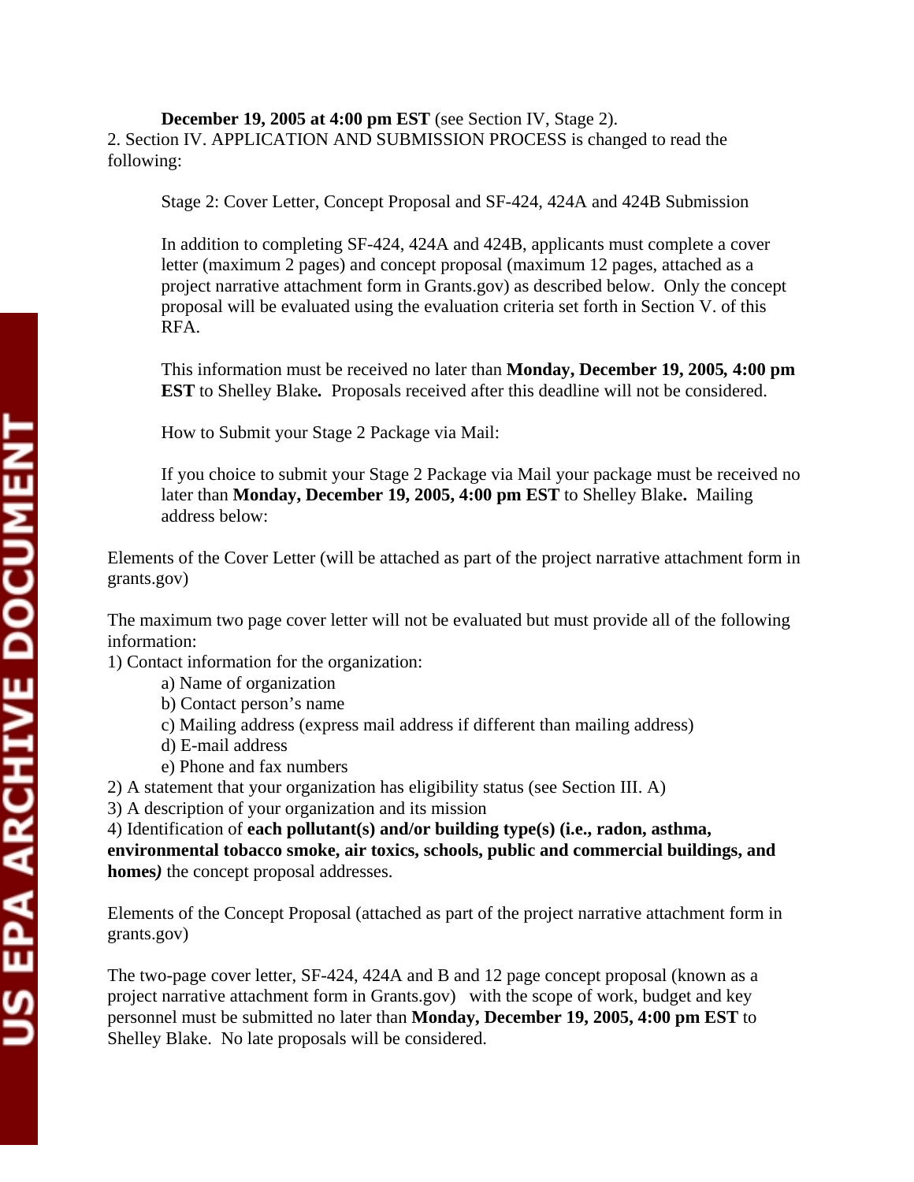**December 19, 2005 at 4:00 pm EST** (see Section IV, Stage 2).

2. Section IV. APPLICATION AND SUBMISSION PROCESS is changed to read the following:

Stage 2: Cover Letter, Concept Proposal and SF-424, 424A and 424B Submission

In addition to completing SF-424, 424A and 424B, applicants must complete a cover letter (maximum 2 pages) and concept proposal (maximum 12 pages, attached as a project narrative attachment form in Grants.gov) as described below. Only the concept proposal will be evaluated using the evaluation criteria set forth in Section V. of this RFA.

This information must be received no later than **Monday, December 19, 2005, 4:00 pm EST** to Shelley Blake**.** Proposals received after this deadline will not be considered.

How to Submit your Stage 2 Package via Mail:

If you choice to submit your Stage 2 Package via Mail your package must be received no later than **Monday, December 19, 2005, 4:00 pm EST** to Shelley Blake**.** Mailing address below:

Elements of the Cover Letter (will be attached as part of the project narrative attachment form in grants.gov)

The maximum two page cover letter will not be evaluated but must provide all of the following information:

1) Contact information for the organization:
   - a) Name of organization
   - b) Contact person's name
   - c) Mailing address (express mail address if different than mailing address)
   - d) E-mail address
   - e) Phone and fax numbers

2) A statement that your organization has eligibility status (see Section III. A)

3) A description of your organization and its mission

4) Identification of **each pollutant(s) and/or building type(s) (i.e., radon, asthma, environmental tobacco smoke, air toxics, schools, public and commercial buildings, and homes*)*** the concept proposal addresses.

Elements of the Concept Proposal (attached as part of the project narrative attachment form in grants.gov)

The two-page cover letter, SF-424, 424A and B and 12 page concept proposal (known as a project narrative attachment form in Grants.gov) with the scope of work, budget and key personnel must be submitted no later than **Monday, December 19, 2005, 4:00 pm EST** to Shelley Blake. No late proposals will be considered.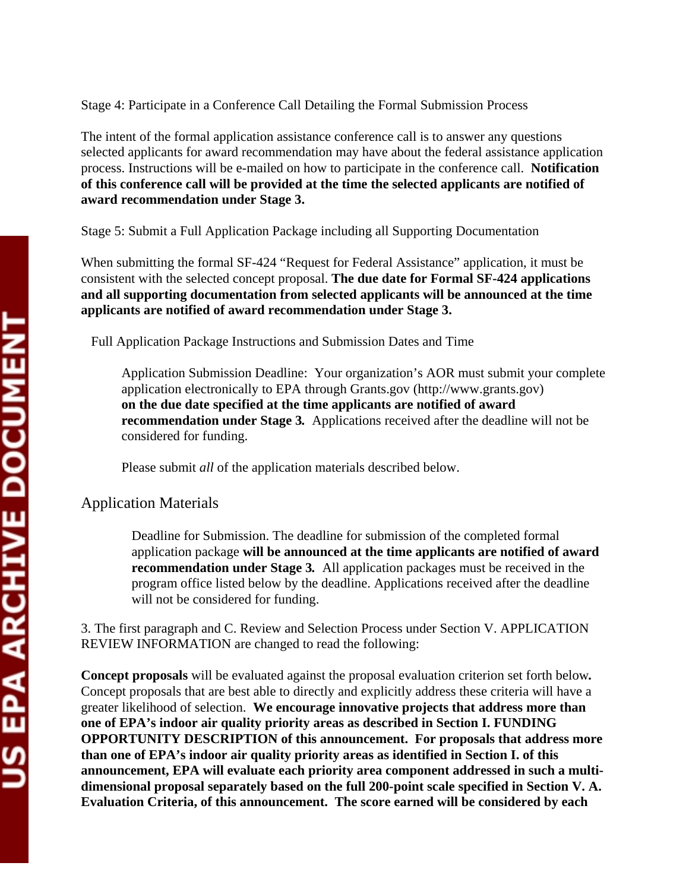Stage 4: Participate in a Conference Call Detailing the Formal Submission Process

The intent of the formal application assistance conference call is to answer any questions selected applicants for award recommendation may have about the federal assistance application process. Instructions will be e-mailed on how to participate in the conference call. **Notification of this conference call will be provided at the time the selected applicants are notified of award recommendation under Stage 3.**

Stage 5: Submit a Full Application Package including all Supporting Documentation

When submitting the formal SF-424 "Request for Federal Assistance" application, it must be consistent with the selected concept proposal. **The due date for Formal SF-424 applications and all supporting documentation from selected applicants will be announced at the time applicants are notified of award recommendation under Stage 3.**

Full Application Package Instructions and Submission Dates and Time

> Application Submission Deadline: Your organization's AOR must submit your complete application electronically to EPA through Grants.gov (http://www.grants.gov) **on the due date specified at the time applicants are notified of award recommendation under Stage 3.** Applications received after the deadline will not be considered for funding.
>
> Please submit *all* of the application materials described below.

## Application Materials

> Deadline for Submission. The deadline for submission of the completed formal application package **will be announced at the time applicants are notified of award recommendation under Stage 3.** All application packages must be received in the program office listed below by the deadline. Applications received after the deadline will not be considered for funding.

3. The first paragraph and C. Review and Selection Process under Section V. APPLICATION REVIEW INFORMATION are changed to read the following:

**Concept proposals** will be evaluated against the proposal evaluation criterion set forth below**.** Concept proposals that are best able to directly and explicitly address these criteria will have a greater likelihood of selection. **We encourage innovative projects that address more than one of EPA's indoor air quality priority areas as described in Section I. FUNDING OPPORTUNITY DESCRIPTION of this announcement. For proposals that address more than one of EPA's indoor air quality priority areas as identified in Section I. of this announcement, EPA will evaluate each priority area component addressed in such a multi-dimensional proposal separately based on the full 200-point scale specified in Section V. A. Evaluation Criteria, of this announcement. The score earned will be considered by each**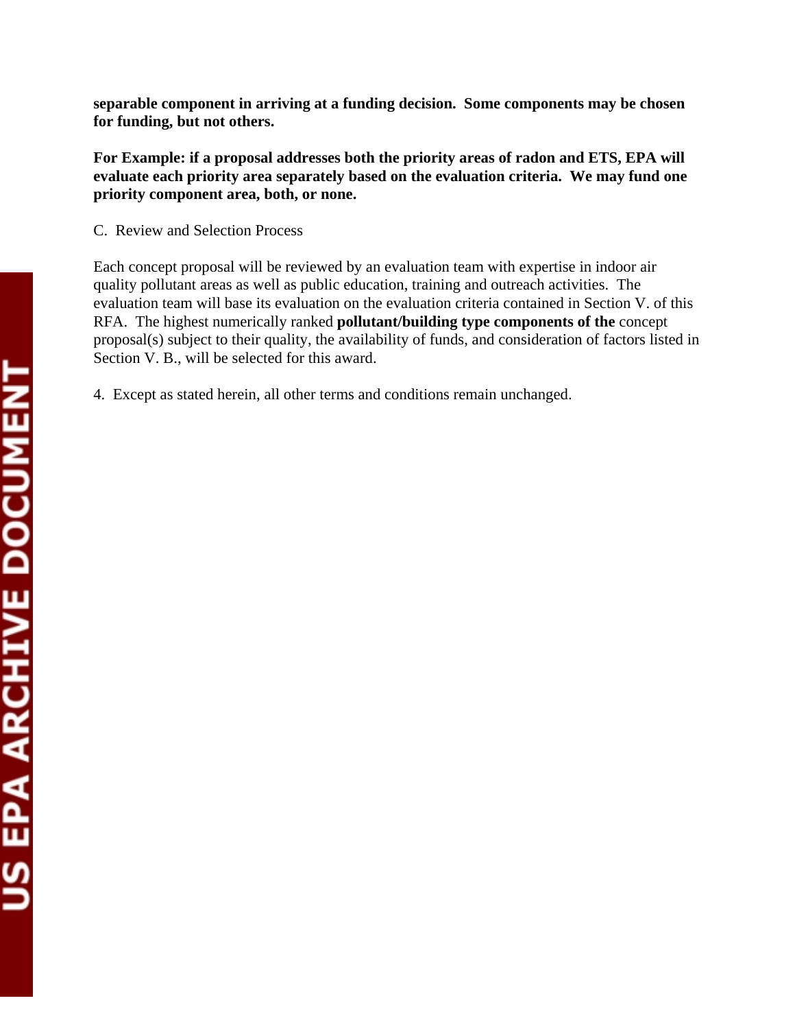**separable component in arriving at a funding decision. Some components may be chosen for funding, but not others.**

**For Example: if a proposal addresses both the priority areas of radon and ETS, EPA will evaluate each priority area separately based on the evaluation criteria. We may fund one priority component area, both, or none.**

C. Review and Selection Process

Each concept proposal will be reviewed by an evaluation team with expertise in indoor air quality pollutant areas as well as public education, training and outreach activities. The evaluation team will base its evaluation on the evaluation criteria contained in Section V. of this RFA. The highest numerically ranked **pollutant/building type components of the** concept proposal(s) subject to their quality, the availability of funds, and consideration of factors listed in Section V. B., will be selected for this award.

4. Except as stated herein, all other terms and conditions remain unchanged.